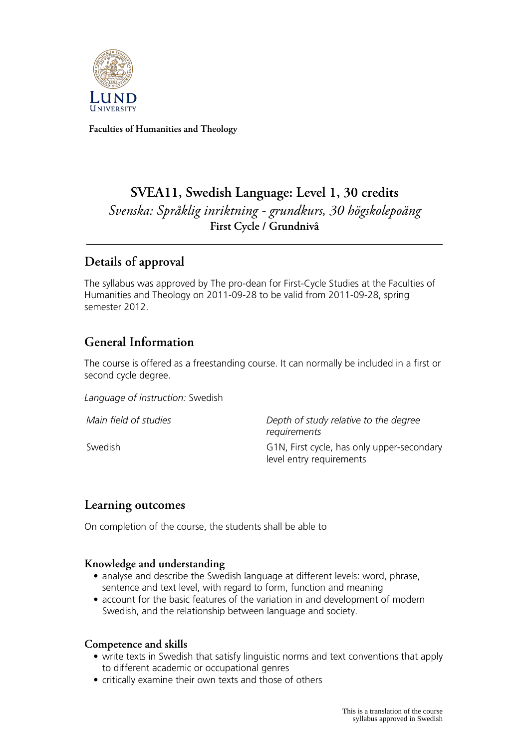Faculties of Humanities and Theology

# SVEA11, Swedish Language: Level 1, 30 credits

*Svenska: Språklig inriktning - grundkurs, 30 högskolepoäng*

**First Cycle / Grundnivå**

## Details of approval

The syllabus was approved by The pro-dean for First-Cycle Studies at the Faculties of Humanities and Theology on 2011-09-28 to be valid from 2011-09-28, spring semester 2012.

## General Information

The course is offered as a freestanding course. It can normally be included in a first or second cycle degree.

*Language of instruction:* Swedish

| *Main field of studies* | *Depth of study relative to the degree requirements* |
| --- | --- |
| Swedish | G1N, First cycle, has only upper-secondary level entry requirements |

## Learning outcomes

On completion of the course, the students shall be able to

### Knowledge and understanding

- analyse and describe the Swedish language at different levels: word, phrase, sentence and text level, with regard to form, function and meaning
- account for the basic features of the variation in and development of modern Swedish, and the relationship between language and society.

### Competence and skills

- write texts in Swedish that satisfy linguistic norms and text conventions that apply to different academic or occupational genres
- critically examine their own texts and those of others

This is a translation of the course syllabus approved in Swedish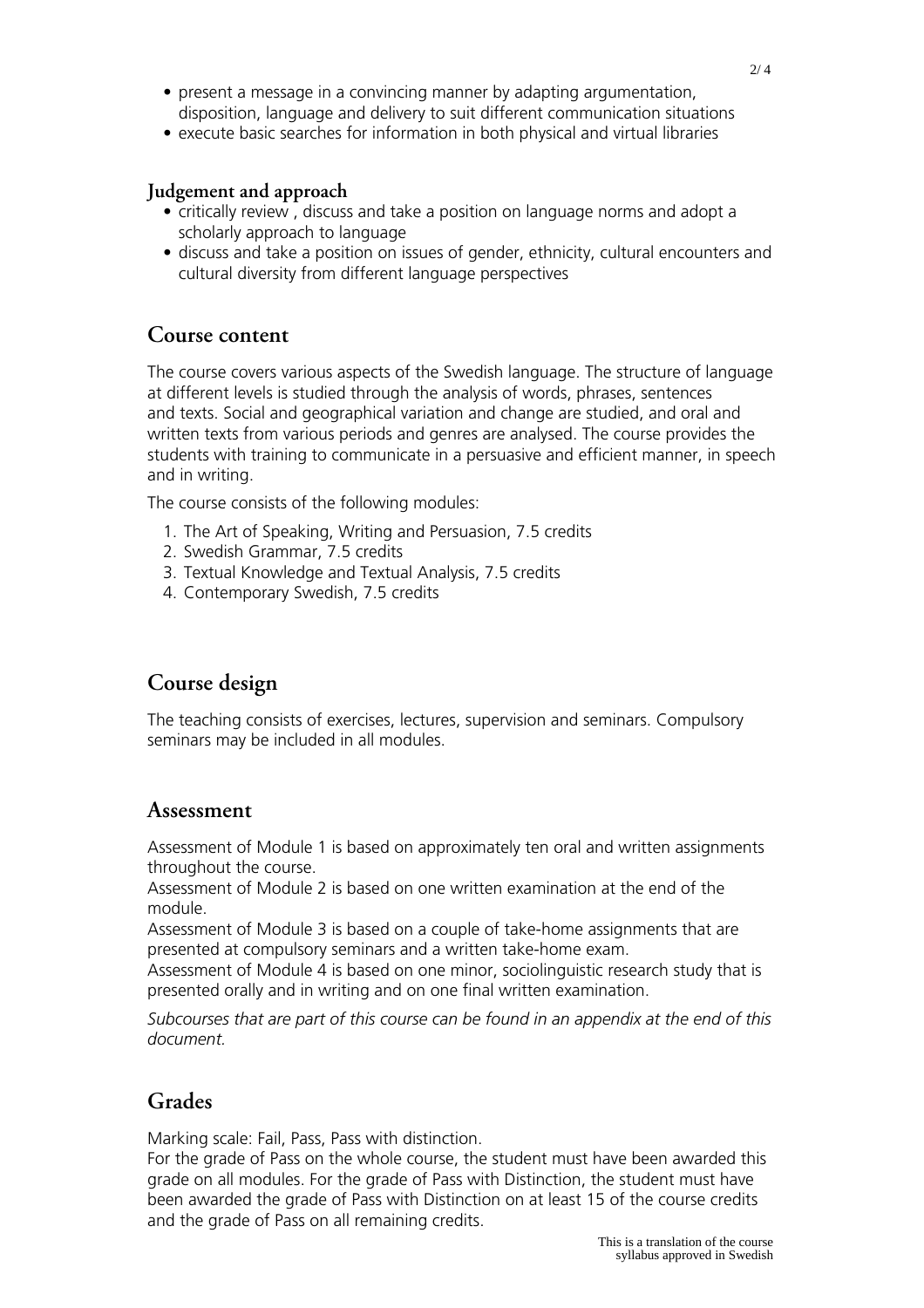- present a message in a convincing manner by adapting argumentation, disposition, language and delivery to suit different communication situations
- execute basic searches for information in both physical and virtual libraries

### Judgement and approach

- critically review , discuss and take a position on language norms and adopt a scholarly approach to language
- discuss and take a position on issues of gender, ethnicity, cultural encounters and cultural diversity from different language perspectives

## Course content

The course covers various aspects of the Swedish language. The structure of language at different levels is studied through the analysis of words, phrases, sentences and texts. Social and geographical variation and change are studied, and oral and written texts from various periods and genres are analysed. The course provides the students with training to communicate in a persuasive and efficient manner, in speech and in writing.

The course consists of the following modules:

1. The Art of Speaking, Writing and Persuasion, 7.5 credits
2. Swedish Grammar, 7.5 credits
3. Textual Knowledge and Textual Analysis, 7.5 credits
4. Contemporary Swedish, 7.5 credits

## Course design

The teaching consists of exercises, lectures, supervision and seminars. Compulsory seminars may be included in all modules.

## Assessment

Assessment of Module 1 is based on approximately ten oral and written assignments throughout the course.
Assessment of Module 2 is based on one written examination at the end of the module.
Assessment of Module 3 is based on a couple of take-home assignments that are presented at compulsory seminars and a written take-home exam.
Assessment of Module 4 is based on one minor, sociolinguistic research study that is presented orally and in writing and on one final written examination.

*Subcourses that are part of this course can be found in an appendix at the end of this document.*

## Grades

Marking scale: Fail, Pass, Pass with distinction.
For the grade of Pass on the whole course, the student must have been awarded this grade on all modules. For the grade of Pass with Distinction, the student must have been awarded the grade of Pass with Distinction on at least 15 of the course credits and the grade of Pass on all remaining credits.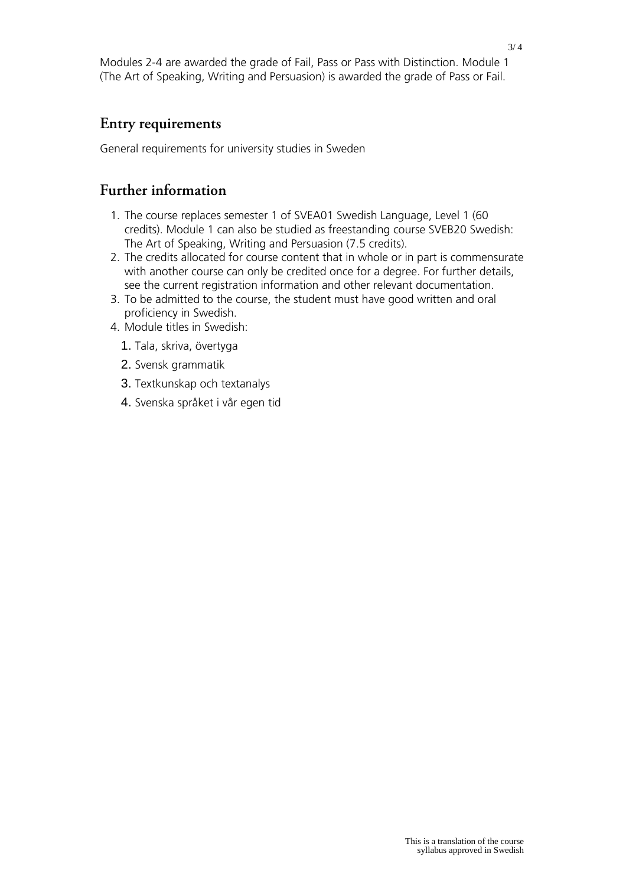Modules 2-4 are awarded the grade of Fail, Pass or Pass with Distinction. Module 1 (The Art of Speaking, Writing and Persuasion) is awarded the grade of Pass or Fail.

## Entry requirements

General requirements for university studies in Sweden

## Further information

1. The course replaces semester 1 of SVEA01 Swedish Language, Level 1 (60 credits). Module 1 can also be studied as freestanding course SVEB20 Swedish: The Art of Speaking, Writing and Persuasion (7.5 credits).
2. The credits allocated for course content that in whole or in part is commensurate with another course can only be credited once for a degree. For further details, see the current registration information and other relevant documentation.
3. To be admitted to the course, the student must have good written and oral proficiency in Swedish.
4. Module titles in Swedish:
    1. Tala, skriva, övertyga
    2. Svensk grammatik
    3. Textkunskap och textanalys
    4. Svenska språket i vår egen tid

This is a translation of the course syllabus approved in Swedish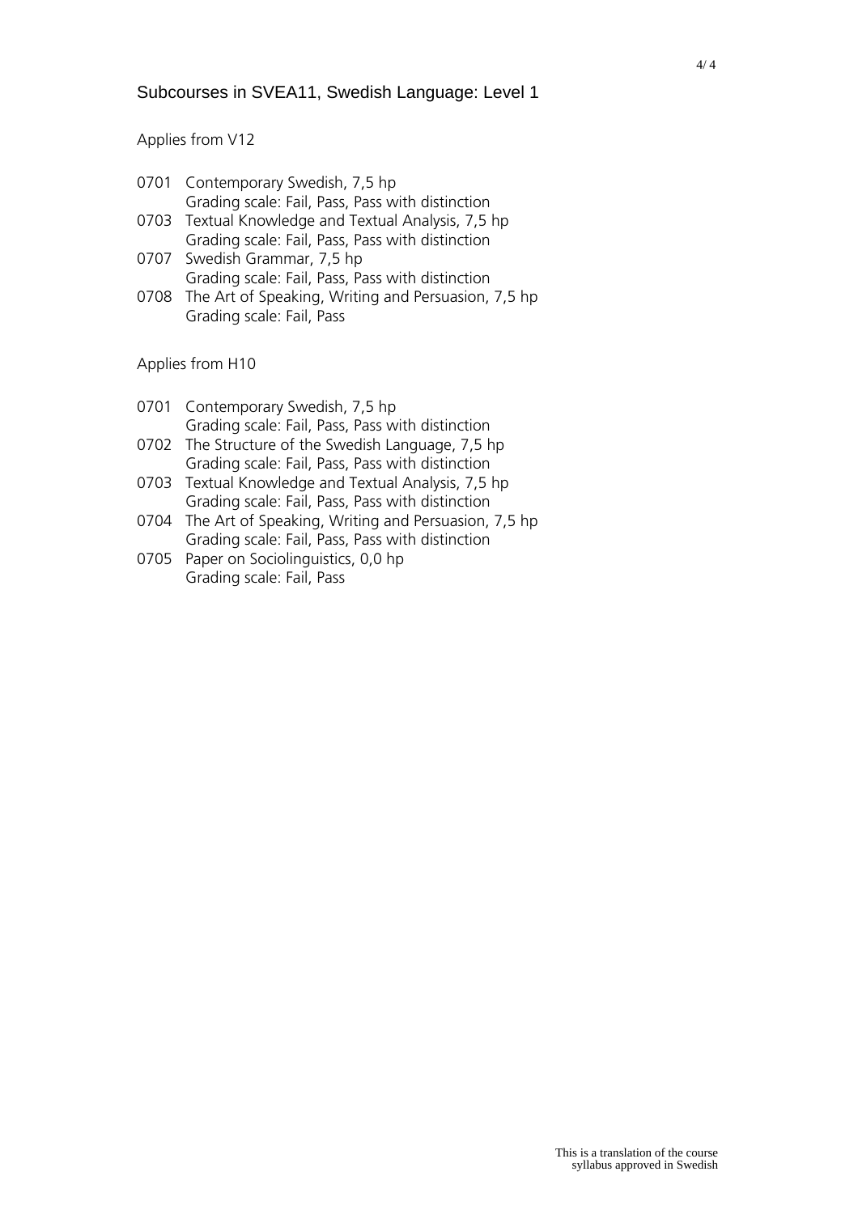## Subcourses in SVEA11, Swedish Language: Level 1

Applies from V12

0701 Contemporary Swedish, 7,5 hp
Grading scale: Fail, Pass, Pass with distinction
0703 Textual Knowledge and Textual Analysis, 7,5 hp
Grading scale: Fail, Pass, Pass with distinction
0707 Swedish Grammar, 7,5 hp
Grading scale: Fail, Pass, Pass with distinction
0708 The Art of Speaking, Writing and Persuasion, 7,5 hp
Grading scale: Fail, Pass

Applies from H10

0701 Contemporary Swedish, 7,5 hp
Grading scale: Fail, Pass, Pass with distinction
0702 The Structure of the Swedish Language, 7,5 hp
Grading scale: Fail, Pass, Pass with distinction
0703 Textual Knowledge and Textual Analysis, 7,5 hp
Grading scale: Fail, Pass, Pass with distinction
0704 The Art of Speaking, Writing and Persuasion, 7,5 hp
Grading scale: Fail, Pass, Pass with distinction
0705 Paper on Sociolinguistics, 0,0 hp
Grading scale: Fail, Pass

This is a translation of the course syllabus approved in Swedish